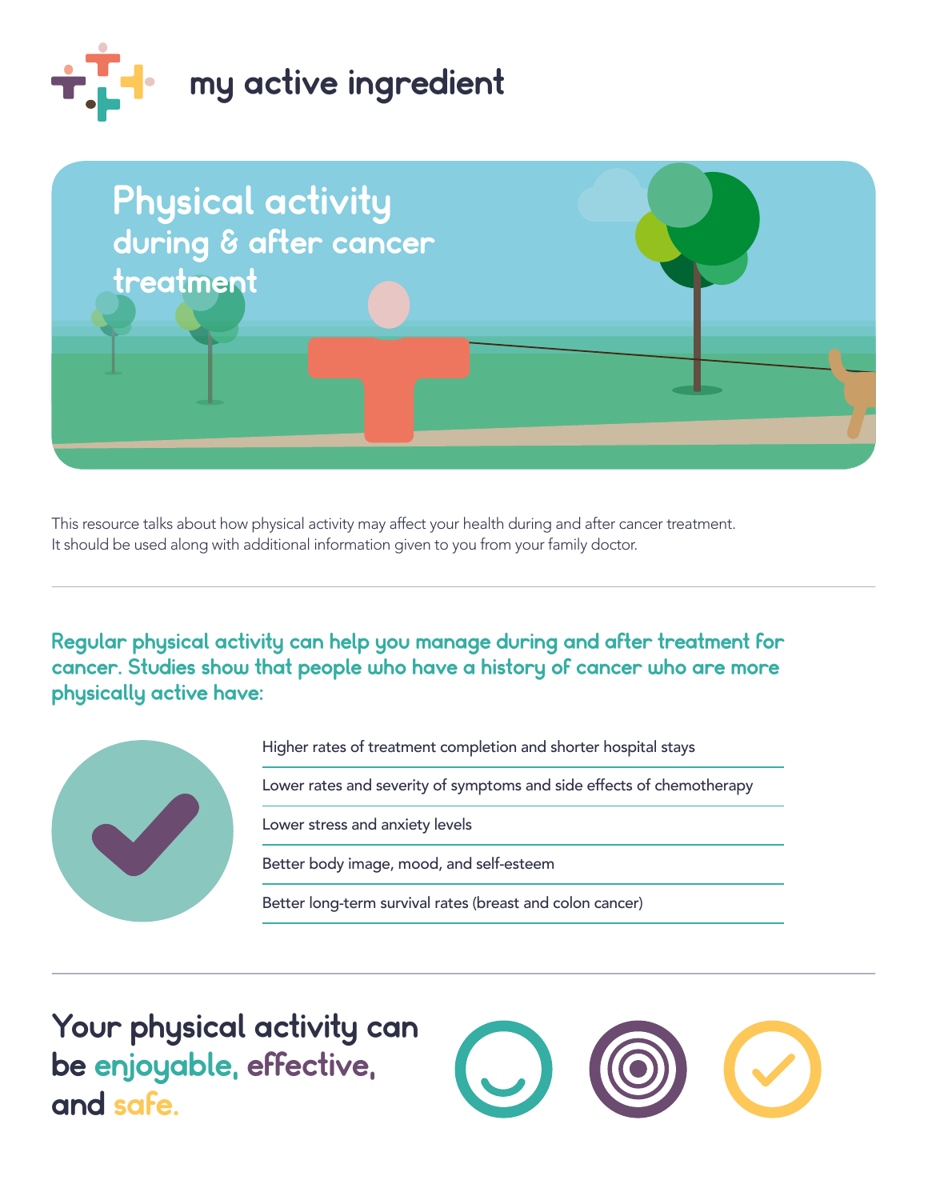# my active ingredient

# Physical activity

## during & after cancer treatment

This resource talks about how physical activity may affect your health during and after cancer treatment. It should be used along with additional information given to you from your family doctor.

---

**Regular physical activity can help you manage during and after treatment for cancer. Studies show that people who have a history of cancer who are more physically active have:**

- Higher rates of treatment completion and shorter hospital stays
- Lower rates and severity of symptoms and side effects of chemotherapy
- Lower stress and anxiety levels
- Better body image, mood, and self-esteem
- Better long-term survival rates (breast and colon cancer)

---

## Your physical activity can be enjoyable, effective, and safe.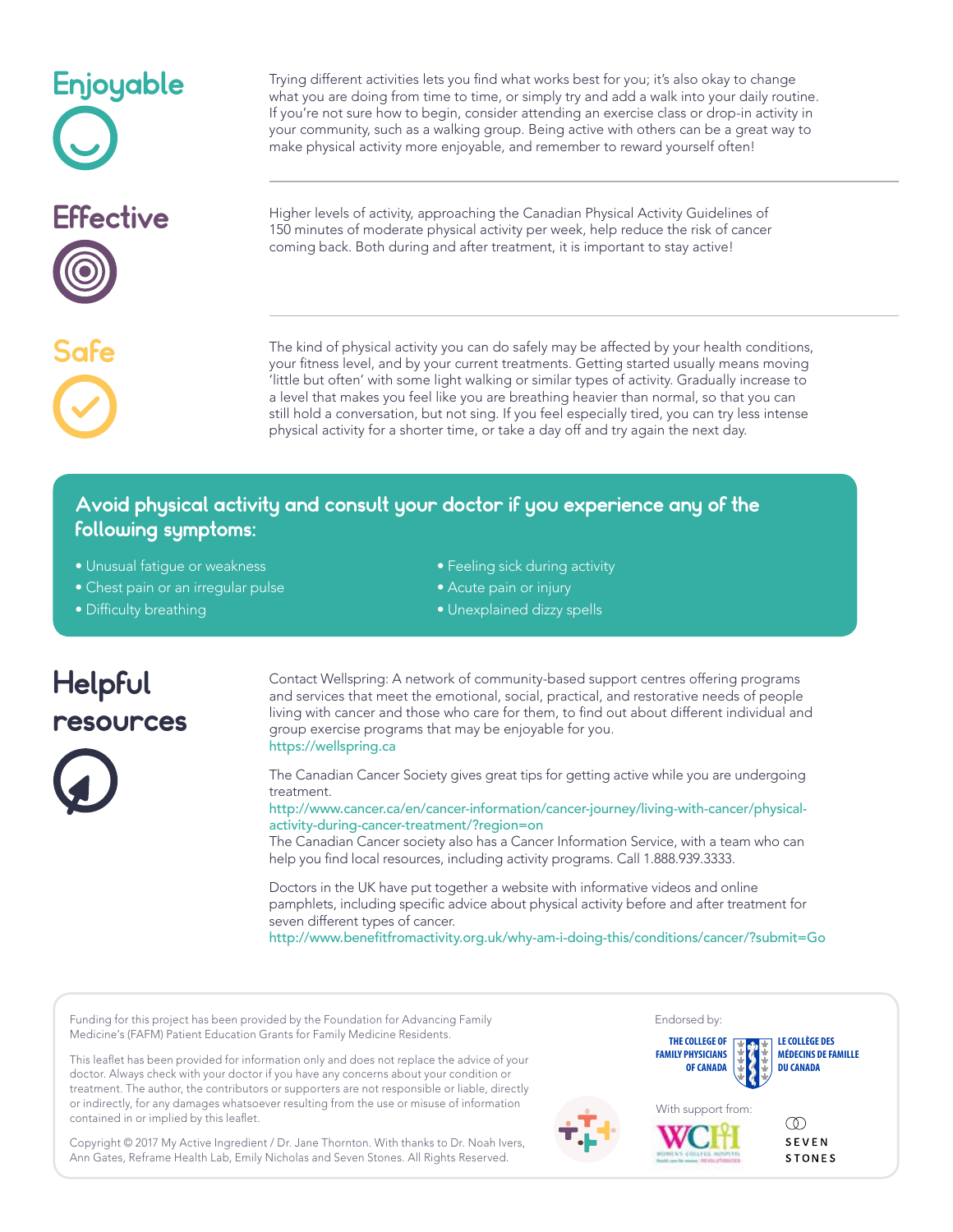## Enjoyable

Trying different activities lets you find what works best for you; it's also okay to change what you are doing from time to time, or simply try and add a walk into your daily routine. If you're not sure how to begin, consider attending an exercise class or drop-in activity in your community, such as a walking group. Being active with others can be a great way to make physical activity more enjoyable, and remember to reward yourself often!

## Effective

Higher levels of activity, approaching the Canadian Physical Activity Guidelines of 150 minutes of moderate physical activity per week, help reduce the risk of cancer coming back. Both during and after treatment, it is important to stay active!

## Safe

The kind of physical activity you can do safely may be affected by your health conditions, your fitness level, and by your current treatments. Getting started usually means moving 'little but often' with some light walking or similar types of activity. Gradually increase to a level that makes you feel like you are breathing heavier than normal, so that you can still hold a conversation, but not sing. If you feel especially tired, you can try less intense physical activity for a shorter time, or take a day off and try again the next day.

### Avoid physical activity and consult your doctor if you experience any of the following symptoms:

- Unusual fatigue or weakness
- Chest pain or an irregular pulse
- Difficulty breathing
- Feeling sick during activity
- Acute pain or injury
- Unexplained dizzy spells

## Helpful resources

Contact Wellspring: A network of community-based support centres offering programs and services that meet the emotional, social, practical, and restorative needs of people living with cancer and those who care for them, to find out about different individual and group exercise programs that may be enjoyable for you.
https://wellspring.ca

The Canadian Cancer Society gives great tips for getting active while you are undergoing treatment.
http://www.cancer.ca/en/cancer-information/cancer-journey/living-with-cancer/physical-activity-during-cancer-treatment/?region=on
The Canadian Cancer society also has a Cancer Information Service, with a team who can help you find local resources, including activity programs. Call 1.888.939.3333.

Doctors in the UK have put together a website with informative videos and online pamphlets, including specific advice about physical activity before and after treatment for seven different types of cancer.
http://www.benefitfromactivity.org.uk/why-am-i-doing-this/conditions/cancer/?submit=Go

Funding for this project has been provided by the Foundation for Advancing Family Medicine's (FAFM) Patient Education Grants for Family Medicine Residents.

This leaflet has been provided for information only and does not replace the advice of your doctor. Always check with your doctor if you have any concerns about your condition or treatment. The author, the contributors or supporters are not responsible or liable, directly or indirectly, for any damages whatsoever resulting from the use or misuse of information contained in or implied by this leaflet.

Copyright © 2017 My Active Ingredient / Dr. Jane Thornton. With thanks to Dr. Noah Ivers, Ann Gates, Reframe Health Lab, Emily Nicholas and Seven Stones. All Rights Reserved.

Endorsed by:

THE COLLEGE OF FAMILY PHYSICIANS OF CANADA
LE COLLÈGE DES MÉDECINS DE FAMILLE DU CANADA

With support from:

WCH WOMEN'S COLLEGE HOSPITAL
SEVEN STONES